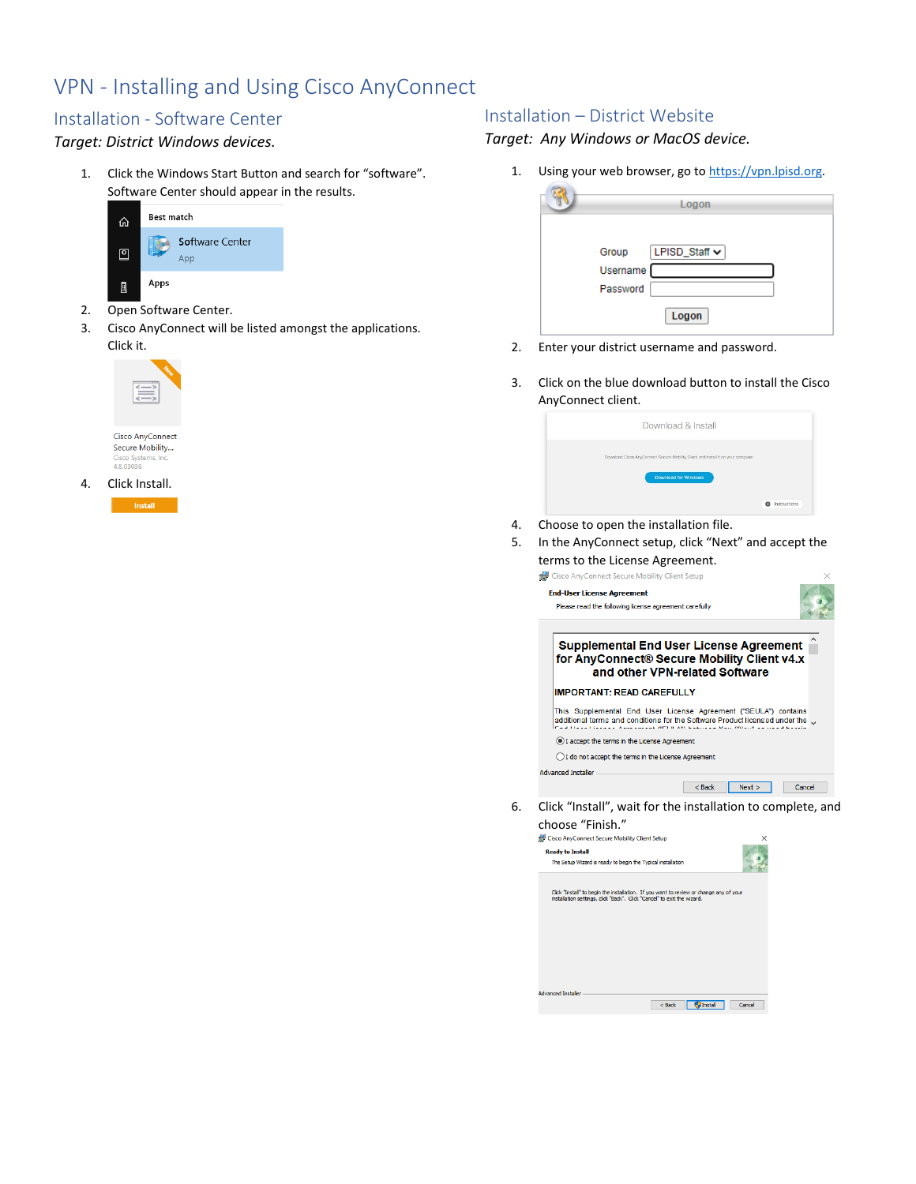# VPN - Installing and Using Cisco AnyConnect

## Installation - Software Center

*Target: District Windows devices.*

1. Click the Windows Start Button and search for “software”. Software Center should appear in the results.
2. Open Software Center.
3. Cisco AnyConnect will be listed amongst the applications. Click it.
4. Click Install.

## Installation – District Website

*Target: Any Windows or MacOS device.*

1. Using your web browser, go to https://vpn.lpisd.org.
2. Enter your district username and password.
3. Click on the blue download button to install the Cisco AnyConnect client.
4. Choose to open the installation file.
5. In the AnyConnect setup, click “Next” and accept the terms to the License Agreement.
6. Click “Install”, wait for the installation to complete, and choose “Finish.”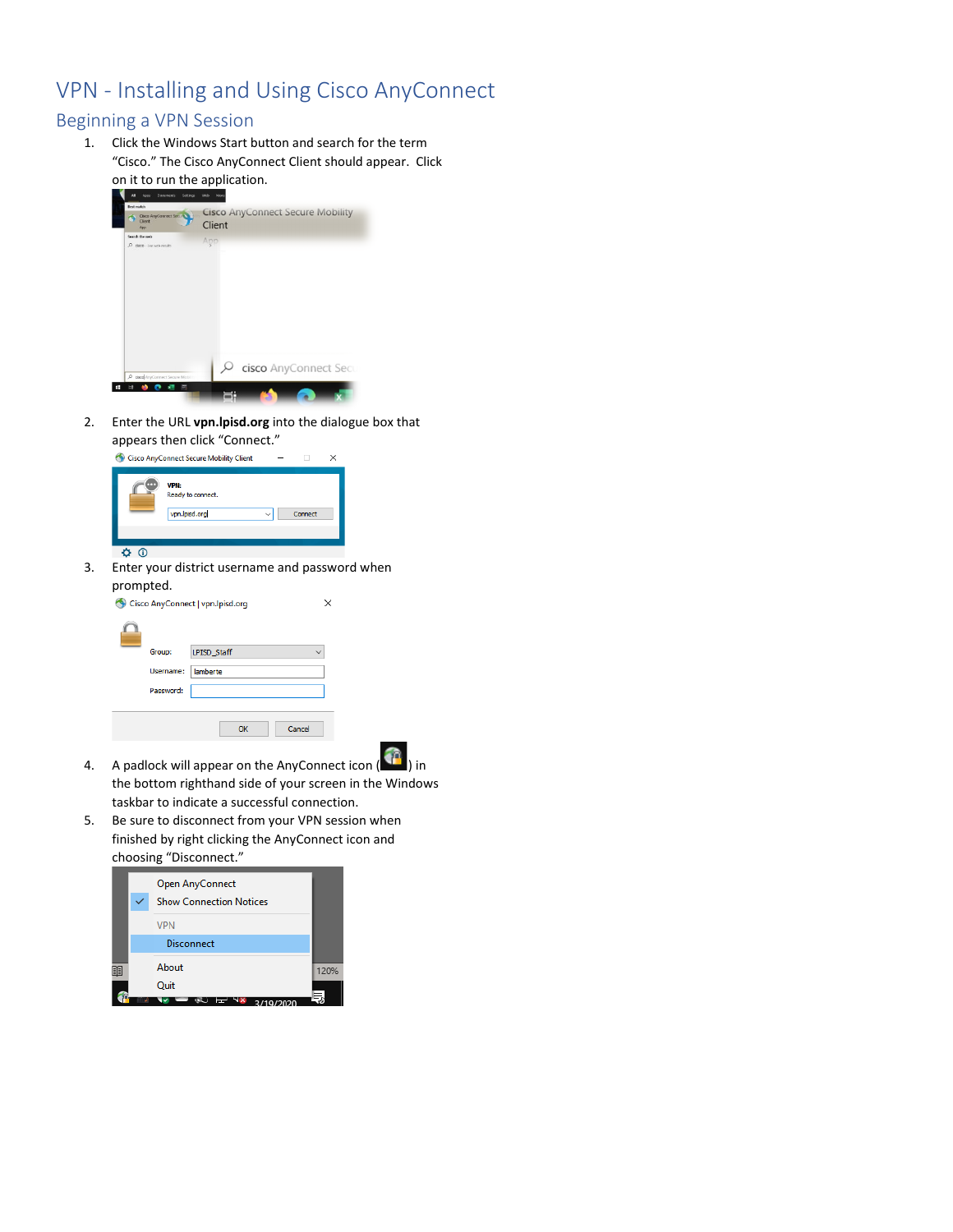# VPN - Installing and Using Cisco AnyConnect

## Beginning a VPN Session

1. Click the Windows Start button and search for the term "Cisco." The Cisco AnyConnect Client should appear. Click on it to run the application.

2. Enter the URL **vpn.lpisd.org** into the dialogue box that appears then click "Connect."

3. Enter your district username and password when prompted.

4. A padlock will appear on the AnyConnect icon ( ) in the bottom righthand side of your screen in the Windows taskbar to indicate a successful connection.

5. Be sure to disconnect from your VPN session when finished by right clicking the AnyConnect icon and choosing "Disconnect."